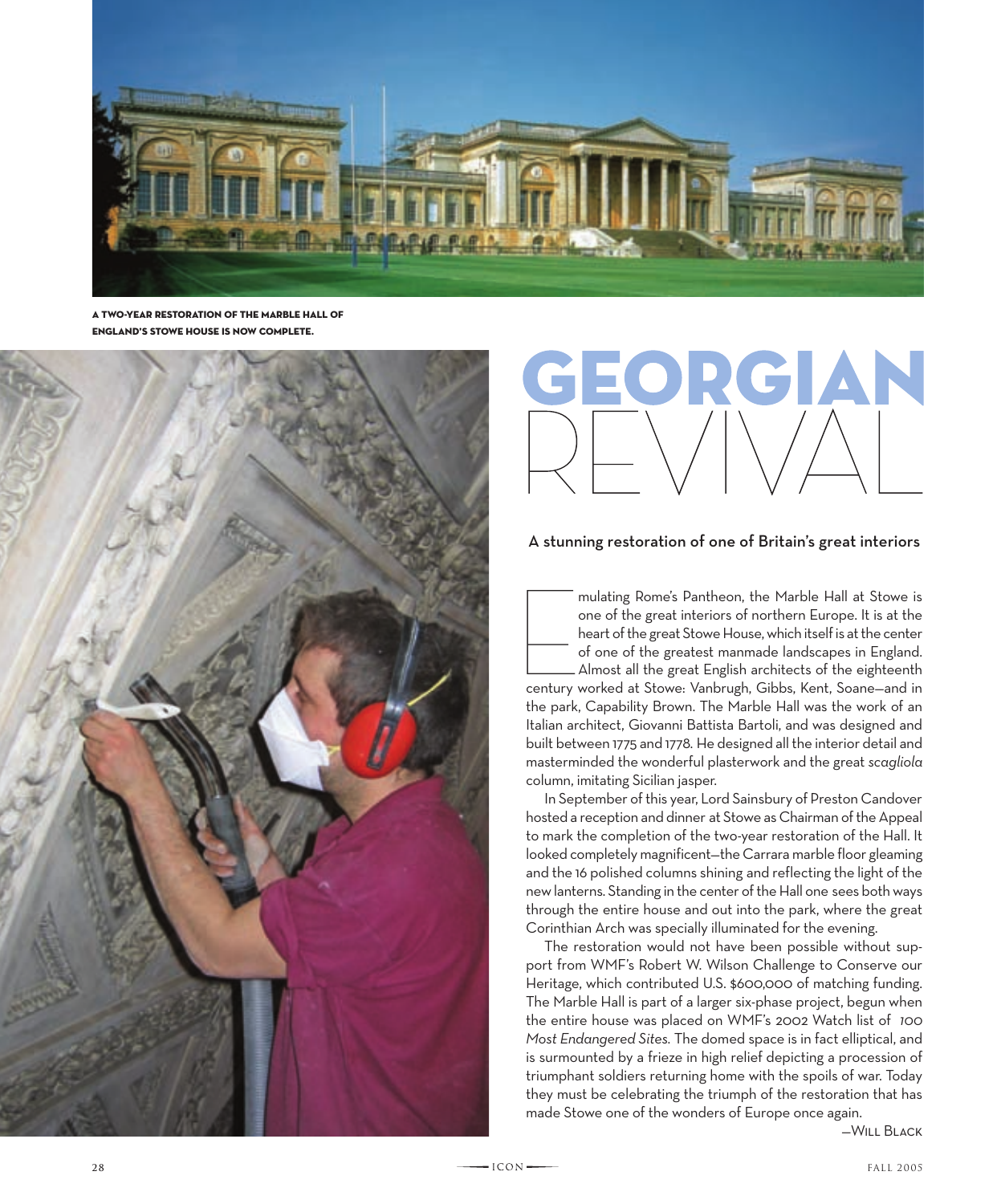A TWO-YEAR RESTORATION OF THE MARBLE HALL OF ENGLAND'S STOWE HOUSE IS NOW COMPLETE.

# GEORGIAN REVIVAL

### A stunning restoration of one of Britain's great interiors

Emulating Rome's Pantheon, the Marble Hall at Stowe is one of the great interiors of northern Europe. It is at the heart of the great Stowe House, which itself is at the center of one of the greatest manmade landscapes in England. Almost all the great English architects of the eighteenth century worked at Stowe: Vanbrugh, Gibbs, Kent, Soane—and in the park, Capability Brown. The Marble Hall was the work of an Italian architect, Giovanni Battista Bartoli, and was designed and built between 1775 and 1778. He designed all the interior detail and masterminded the wonderful plasterwork and the great *scagliola* column, imitating Sicilian jasper.

In September of this year, Lord Sainsbury of Preston Candover hosted a reception and dinner at Stowe as Chairman of the Appeal to mark the completion of the two-year restoration of the Hall. It looked completely magnificent—the Carrara marble floor gleaming and the 16 polished columns shining and reflecting the light of the new lanterns. Standing in the center of the Hall one sees both ways through the entire house and out into the park, where the great Corinthian Arch was specially illuminated for the evening.

The restoration would not have been possible without support from WMF's Robert W. Wilson Challenge to Conserve our Heritage, which contributed U.S. $600,000 of matching funding. The Marble Hall is part of a larger six-phase project, begun when the entire house was placed on WMF's 2002 Watch list of *100 Most Endangered Sites*. The domed space is in fact elliptical, and is surmounted by a frieze in high relief depicting a procession of triumphant soldiers returning home with the spoils of war. Today they must be celebrating the triumph of the restoration that has made Stowe one of the wonders of Europe once again.

—Will Black